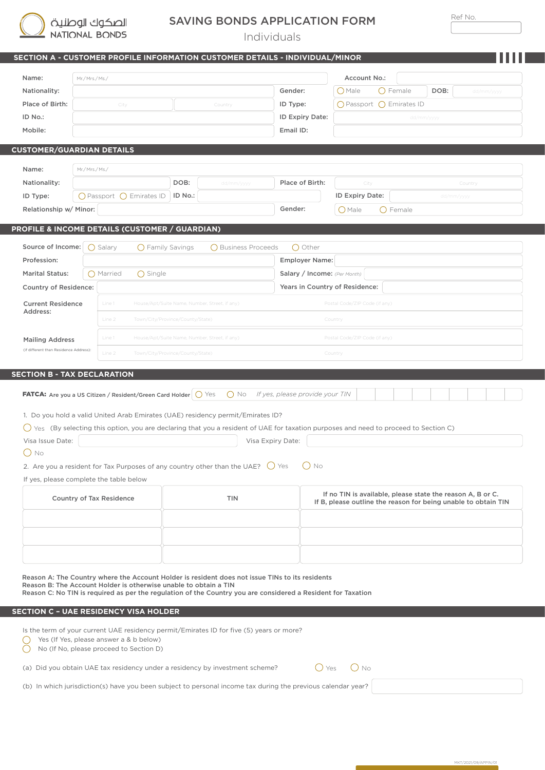الصكوك الوطنية
NATIONAL BONDS

# SAVING BONDS APPLICATION FORM

Individuals

Ref No.

## SECTION A - CUSTOMER PROFILE INFORMATION CUSTOMER DETAILS - INDIVIDUAL/MINOR

| | | | |
|---|---|---|---|
| Name: | Mr./Mrs./Ms./ | Account No.: | |
| Nationality: | | Gender: | ◯ Male ◯ Female DOB: dd/mm/yyyy |
| Place of Birth: | City / Country | ID Type: | ◯ Passport ◯ Emirates ID |
| ID No.: | | ID Expiry Date: | dd/mm/yyyy |
| Mobile: | | Email ID: | |

## CUSTOMER/GUARDIAN DETAILS

| | | | |
|---|---|---|---|
| Name: | Mr./Mrs./Ms./ | | |
| Nationality: | DOB: dd/mm/yyyy | Place of Birth: | City / Country |
| ID Type: | ◯ Passport ◯ Emirates ID ID No.: | ID Expiry Date: | dd/mm/yyyy |
| Relationship w/ Minor: | | Gender: | ◯ Male ◯ Female |

## PROFILE & INCOME DETAILS (CUSTOMER / GUARDIAN)

Source of Income: ◯ Salary ◯ Family Savings ◯ Business Proceeds ◯ Other

| | | | |
|---|---|---|---|
| Profession: | | Employer Name: | |
| Marital Status: | ◯ Married ◯ Single | Salary / Income: (Per Month) | |
| Country of Residence: | | Years in Country of Residence: | |

Current Residence Address:
- Line 1: House/Apt/Suite Name, Number, Street, if any) — Postal Code/ZIP Code (if any)
- Line 2: Town/City/Province/County/State) — Country

Mailing Address (If different than Residence Address):
- Line 1: House/Apt/Suite Name, Number, Street, if any) — Postal Code/ZIP Code (if any)
- Line 2: Town/City/Province/County/State) — Country

## SECTION B - TAX DECLARATION

**FATCA:** Are you a US Citizen / Resident/Green Card Holder ◯ Yes ◯ No *If yes, please provide your TIN*

1. Do you hold a valid United Arab Emirates (UAE) residency permit/Emirates ID?

◯ Yes (By selecting this option, you are declaring that you a resident of UAE for taxation purposes and need to proceed to Section C)

Visa Issue Date: Visa Expiry Date:

◯ No

2. Are you a resident for Tax Purposes of any country other than the UAE? ◯ Yes ◯ No

If yes, please complete the table below

| Country of Tax Residence | TIN | If no TIN is available, please state the reason A, B or C. If B, please outline the reason for being unable to obtain TIN |
|---|---|---|
| | | |
| | | |
| | | |

**Reason A: The Country where the Account Holder is resident does not issue TINs to its residents**
**Reason B: The Account Holder is otherwise unable to obtain a TIN**
**Reason C: No TIN is required as per the regulation of the Country you are considered a Resident for Taxation**

## SECTION C – UAE RESIDENCY VISA HOLDER

Is the term of your current UAE residency permit/Emirates ID for five (5) years or more?

◯ Yes (If Yes, please answer a & b below)
◯ No (If No, please proceed to Section D)

(a) Did you obtain UAE tax residency under a residency by investment scheme? ◯ Yes ◯ No

(b) In which jurisdiction(s) have you been subject to personal income tax during the previous calendar year?

MKT/2021/09/APPIN/01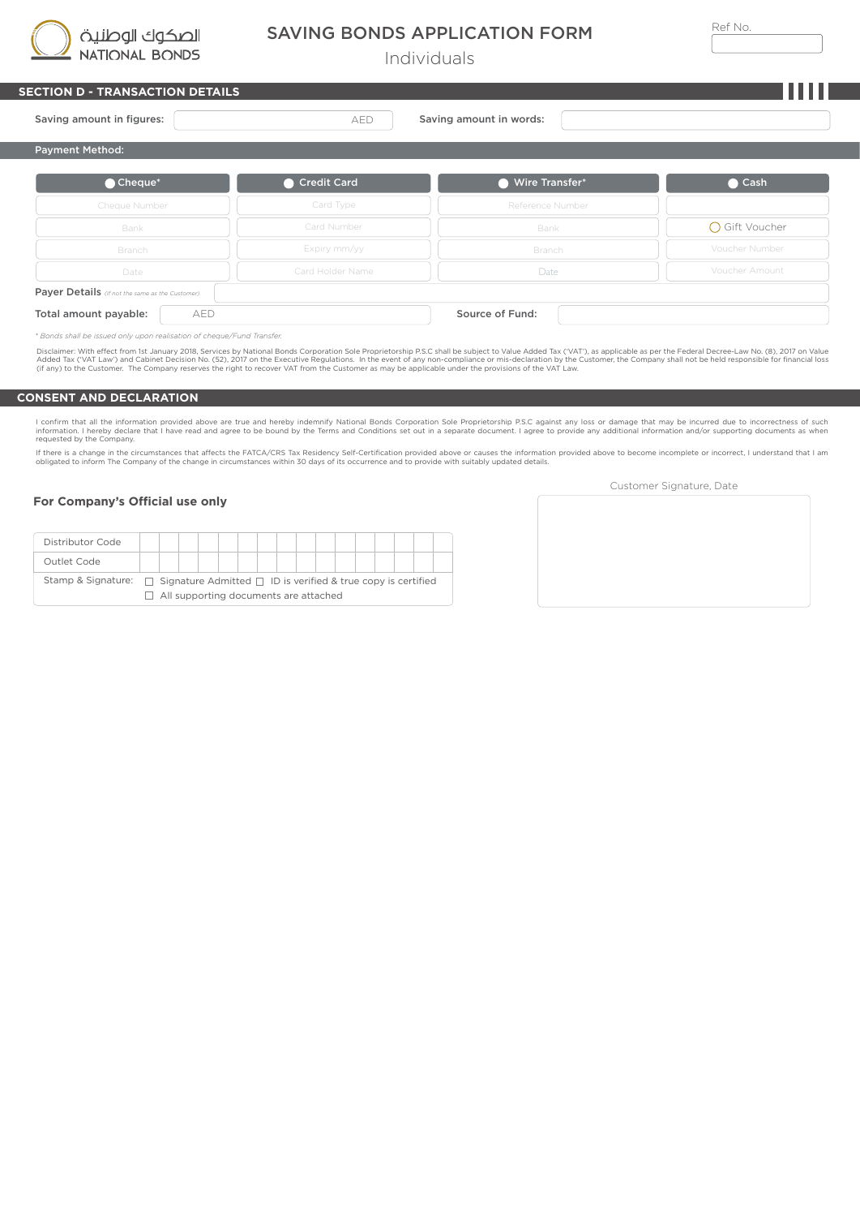الصكوك الوطنية
NATIONAL BONDS

# SAVING BONDS APPLICATION FORM

Individuals

Ref No.

## SECTION D - TRANSACTION DETAILS

**Saving amount in figures:** AED **Saving amount in words:**

**Payment Method:**

| Cheque* | Credit Card | Wire Transfer* | Cash |
|---|---|---|---|
| Cheque Number | Card Type | Reference Number | |
| Bank | Card Number | Bank | Gift Voucher |
| Branch | Expiry mm/yy | Branch | Voucher Number |
| Date | Card Holder Name | Date | Voucher Amount |

**Payer Details** *(if not the same as the Customer)*

**Total amount payable:** AED **Source of Fund:**

*\* Bonds shall be issued only upon realisation of cheque/Fund Transfer.*

Disclaimer: With effect from 1st January 2018, Services by National Bonds Corporation Sole Proprietorship P.S.C shall be subject to Value Added Tax ('VAT'), as applicable as per the Federal Decree-Law No. (8), 2017 on Value Added Tax ('VAT Law') and Cabinet Decision No. (52), 2017 on the Executive Regulations. In the event of any non-compliance or mis-declaration by the Customer, the Company shall not be held responsible for financial loss (if any) to the Customer. The Company reserves the right to recover VAT from the Customer as may be applicable under the provisions of the VAT Law.

## CONSENT AND DECLARATION

I confirm that all the information provided above are true and hereby indemnify National Bonds Corporation Sole Proprietorship P.S.C against any loss or damage that may be incurred due to incorrectness of such information. I hereby declare that I have read and agree to be bound by the Terms and Conditions set out in a separate document. I agree to provide any additional information and/or supporting documents as when requested by the Company.

If there is a change in the circumstances that affects the FATCA/CRS Tax Residency Self-Certification provided above or causes the information provided above to become incomplete or incorrect, I understand that I am obligated to inform The Company of the change in circumstances within 30 days of its occurrence and to provide with suitably updated details.

### For Company's Official use only

| | |
|---|---|
| Distributor Code | |
| Outlet Code | |
| Stamp & Signature: | ☐ Signature Admitted ☐ ID is verified & true copy is certified ☐ All supporting documents are attached |

Customer Signature, Date